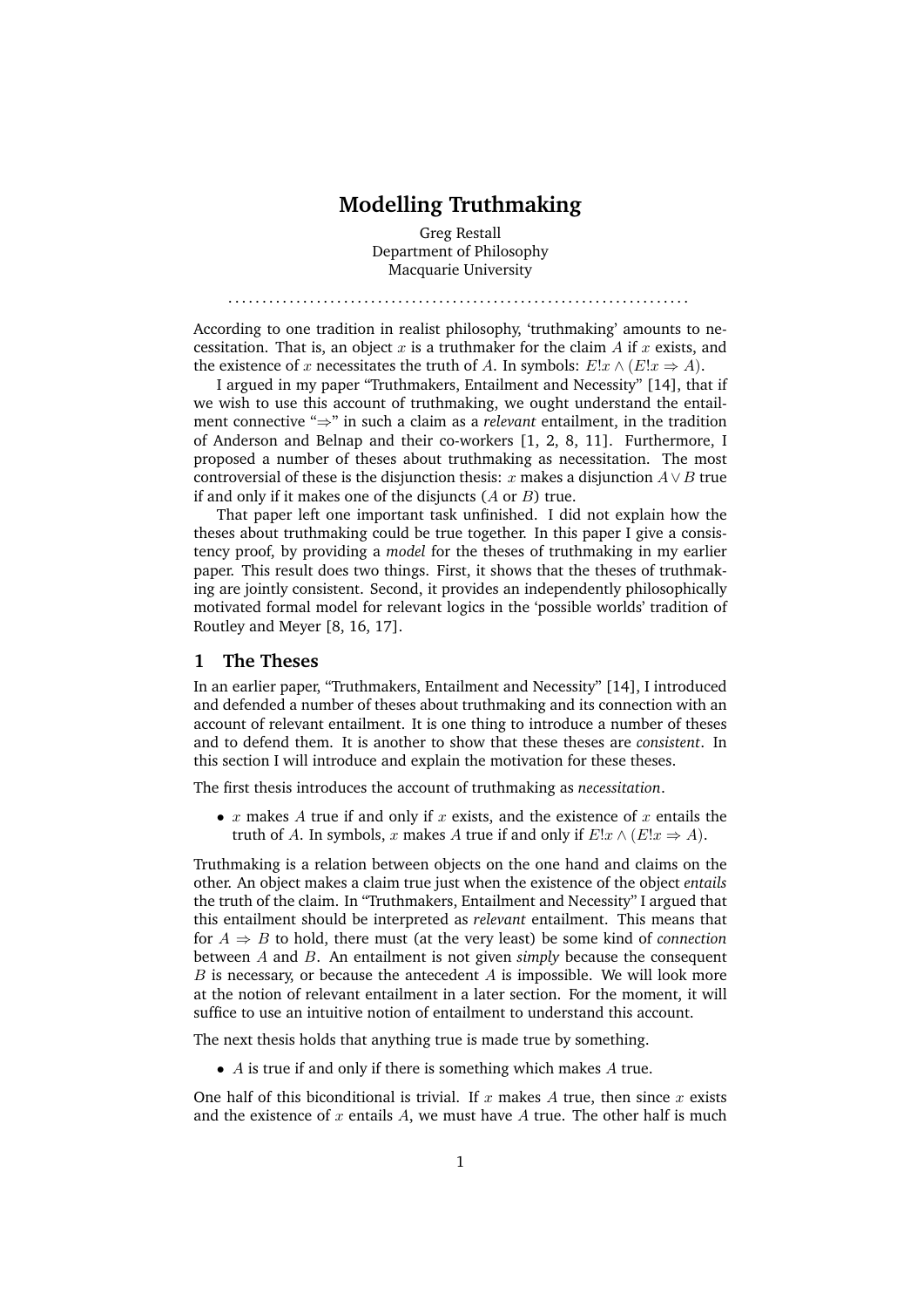# Modelling Truthmaking

Greg Restall
Department of Philosophy
Macquarie University

. . . . . . . . . . . . . . . . . . . . . . . . . . . . . . . . . . . . . . . . . . . . . . . . . . . . . . . . . . . . . . . . .

According to one tradition in realist philosophy, 'truthmaking' amounts to necessitation. That is, an object $x$ is a truthmaker for the claim $A$ if $x$ exists, and the existence of $x$ necessitates the truth of $A$. In symbols: $E!x \wedge (E!x \Rightarrow A)$.

I argued in my paper "Truthmakers, Entailment and Necessity" [14], that if we wish to use this account of truthmaking, we ought understand the entailment connective "$\Rightarrow$" in such a claim as a *relevant* entailment, in the tradition of Anderson and Belnap and their co-workers [1, 2, 8, 11]. Furthermore, I proposed a number of theses about truthmaking as necessitation. The most controversial of these is the disjunction thesis: $x$ makes a disjunction $A \vee B$ true if and only if it makes one of the disjuncts ($A$ or $B$) true.

That paper left one important task unfinished. I did not explain how the theses about truthmaking could be true together. In this paper I give a consistency proof, by providing a *model* for the theses of truthmaking in my earlier paper. This result does two things. First, it shows that the theses of truthmaking are jointly consistent. Second, it provides an independently philosophically motivated formal model for relevant logics in the 'possible worlds' tradition of Routley and Meyer [8, 16, 17].

## 1 The Theses

In an earlier paper, "Truthmakers, Entailment and Necessity" [14], I introduced and defended a number of theses about truthmaking and its connection with an account of relevant entailment. It is one thing to introduce a number of theses and to defend them. It is another to show that these theses are *consistent*. In this section I will introduce and explain the motivation for these theses.

The first thesis introduces the account of truthmaking as *necessitation*.

- $x$ makes $A$ true if and only if $x$ exists, and the existence of $x$ entails the truth of $A$. In symbols, $x$ makes $A$ true if and only if $E!x \wedge (E!x \Rightarrow A)$.

Truthmaking is a relation between objects on the one hand and claims on the other. An object makes a claim true just when the existence of the object *entails* the truth of the claim. In "Truthmakers, Entailment and Necessity" I argued that this entailment should be interpreted as *relevant* entailment. This means that for $A \Rightarrow B$ to hold, there must (at the very least) be some kind of *connection* between $A$ and $B$. An entailment is not given *simply* because the consequent $B$ is necessary, or because the antecedent $A$ is impossible. We will look more at the notion of relevant entailment in a later section. For the moment, it will suffice to use an intuitive notion of entailment to understand this account.

The next thesis holds that anything true is made true by something.

- $A$ is true if and only if there is something which makes $A$ true.

One half of this biconditional is trivial. If $x$ makes $A$ true, then since $x$ exists and the existence of $x$ entails $A$, we must have $A$ true. The other half is much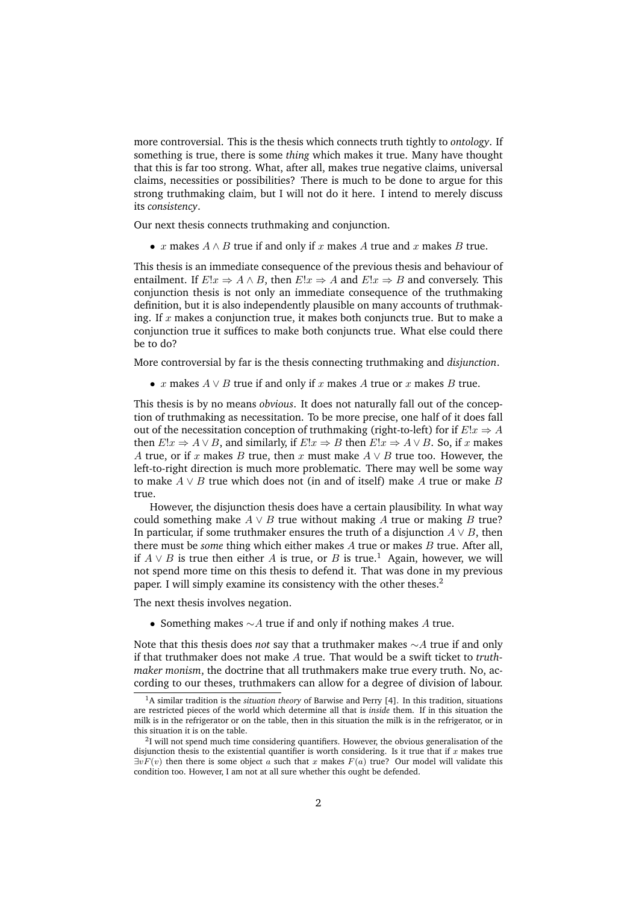more controversial. This is the thesis which connects truth tightly to *ontology*. If something is true, there is some *thing* which makes it true. Many have thought that this is far too strong. What, after all, makes true negative claims, universal claims, necessities or possibilities? There is much to be done to argue for this strong truthmaking claim, but I will not do it here. I intend to merely discuss its *consistency*.

Our next thesis connects truthmaking and conjunction.

- $x$ makes $A \wedge B$ true if and only if $x$ makes $A$ true and $x$ makes $B$ true.

This thesis is an immediate consequence of the previous thesis and behaviour of entailment. If $E!x \Rightarrow A \wedge B$, then $E!x \Rightarrow A$ and $E!x \Rightarrow B$ and conversely. This conjunction thesis is not only an immediate consequence of the truthmaking definition, but it is also independently plausible on many accounts of truthmaking. If $x$ makes a conjunction true, it makes both conjuncts true. But to make a conjunction true it suffices to make both conjuncts true. What else could there be to do?

More controversial by far is the thesis connecting truthmaking and *disjunction*.

- $x$ makes $A \vee B$ true if and only if $x$ makes $A$ true or $x$ makes $B$ true.

This thesis is by no means *obvious*. It does not naturally fall out of the conception of truthmaking as necessitation. To be more precise, one half of it does fall out of the necessitation conception of truthmaking (right-to-left) for if $E!x \Rightarrow A$ then $E!x \Rightarrow A \vee B$, and similarly, if $E!x \Rightarrow B$ then $E!x \Rightarrow A \vee B$. So, if $x$ makes $A$ true, or if $x$ makes $B$ true, then $x$ must make $A \vee B$ true too. However, the left-to-right direction is much more problematic. There may well be some way to make $A \vee B$ true which does not (in and of itself) make $A$ true or make $B$ true.

However, the disjunction thesis does have a certain plausibility. In what way could something make $A \vee B$ true without making $A$ true or making $B$ true? In particular, if some truthmaker ensures the truth of a disjunction $A \vee B$, then there must be *some* thing which either makes $A$ true or makes $B$ true. After all, if $A \vee B$ is true then either $A$ is true, or $B$ is true.[1] Again, however, we will not spend more time on this thesis to defend it. That was done in my previous paper. I will simply examine its consistency with the other theses.[2]

The next thesis involves negation.

- Something makes $\sim A$ true if and only if nothing makes $A$ true.

Note that this thesis does *not* say that a truthmaker makes $\sim A$ true if and only if that truthmaker does not make $A$ true. That would be a swift ticket to *truthmaker monism*, the doctrine that all truthmakers make true every truth. No, according to our theses, truthmakers can allow for a degree of division of labour.

[1] A similar tradition is the *situation theory* of Barwise and Perry [4]. In this tradition, situations are restricted pieces of the world which determine all that is *inside* them. If in this situation the milk is in the refrigerator or on the table, then in this situation the milk is in the refrigerator, or in this situation it is on the table.

[2] I will not spend much time considering quantifiers. However, the obvious generalisation of the disjunction thesis to the existential quantifier is worth considering. Is it true that if $x$ makes true $\exists v F(v)$ then there is some object $a$ such that $x$ makes $F(a)$ true? Our model will validate this condition too. However, I am not at all sure whether this ought be defended.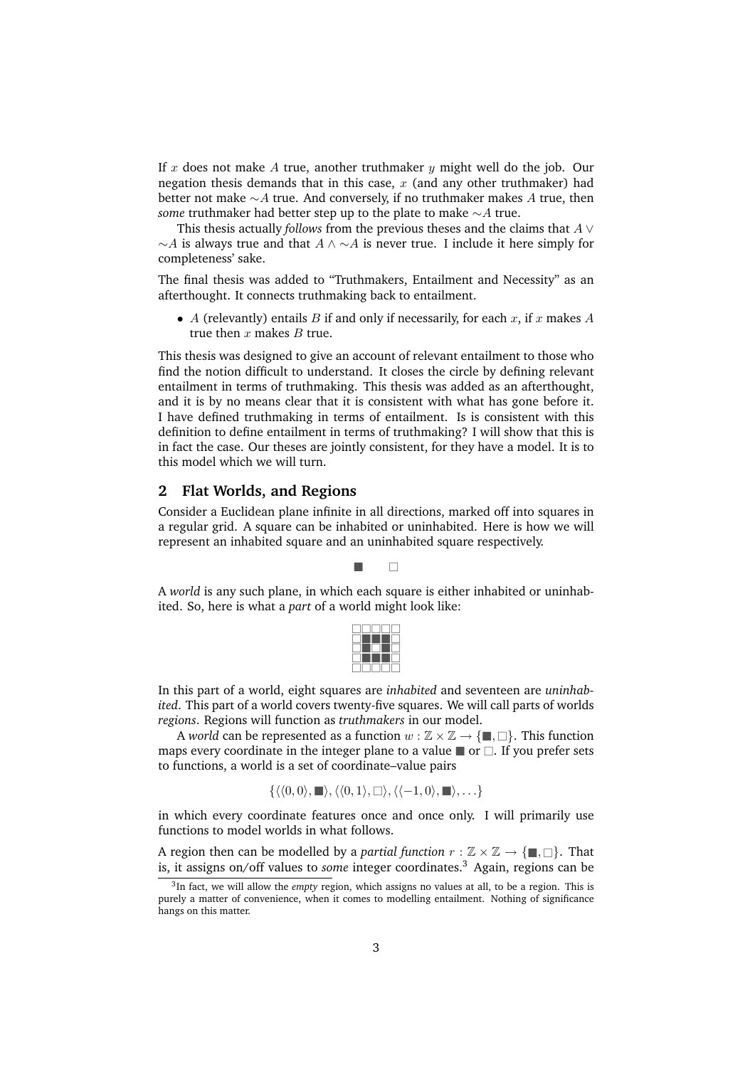If $x$ does not make $A$ true, another truthmaker $y$ might well do the job. Our negation thesis demands that in this case, $x$ (and any other truthmaker) had better not make $\sim A$ true. And conversely, if no truthmaker makes $A$ true, then *some* truthmaker had better step up to the plate to make $\sim A$ true.

This thesis actually *follows* from the previous theses and the claims that $A \vee \sim A$ is always true and that $A \wedge \sim A$ is never true. I include it here simply for completeness' sake.

The final thesis was added to "Truthmakers, Entailment and Necessity" as an afterthought. It connects truthmaking back to entailment.

- $A$ (relevantly) entails $B$ if and only if necessarily, for each $x$, if $x$ makes $A$ true then $x$ makes $B$ true.

This thesis was designed to give an account of relevant entailment to those who find the notion difficult to understand. It closes the circle by defining relevant entailment in terms of truthmaking. This thesis was added as an afterthought, and it is by no means clear that it is consistent with what has gone before it. I have defined truthmaking in terms of entailment. Is is consistent with this definition to define entailment in terms of truthmaking? I will show that this is in fact the case. Our theses are jointly consistent, for they have a model. It is to this model which we will turn.

## 2 Flat Worlds, and Regions

Consider a Euclidean plane infinite in all directions, marked off into squares in a regular grid. A square can be inhabited or uninhabited. Here is how we will represent an inhabited square and an uninhabited square respectively.

■ □

A *world* is any such plane, in which each square is either inhabited or uninhabited. So, here is what a *part* of a world might look like:

```
□□□□□
□■■■□
□■□■□
□■■■□
□□□□□
```

In this part of a world, eight squares are *inhabited* and seventeen are *uninhabited*. This part of a world covers twenty-five squares. We will call parts of worlds *regions*. Regions will function as *truthmakers* in our model.

A *world* can be represented as a function $w : \mathbb{Z} \times \mathbb{Z} \to \{■, □\}$. This function maps every coordinate in the integer plane to a value ■ or □. If you prefer sets to functions, a world is a set of coordinate–value pairs

$$\{\langle\langle 0, 0\rangle, ■\rangle, \langle\langle 0, 1\rangle, □\rangle, \langle\langle -1, 0\rangle, ■\rangle, \ldots\}$$

in which every coordinate features once and once only. I will primarily use functions to model worlds in what follows.

A region then can be modelled by a *partial function* $r : \mathbb{Z} \times \mathbb{Z} \to \{■, □\}$. That is, it assigns on/off values to *some* integer coordinates.[3] Again, regions can be

[3] In fact, we will allow the *empty* region, which assigns no values at all, to be a region. This is purely a matter of convenience, when it comes to modelling entailment. Nothing of significance hangs on this matter.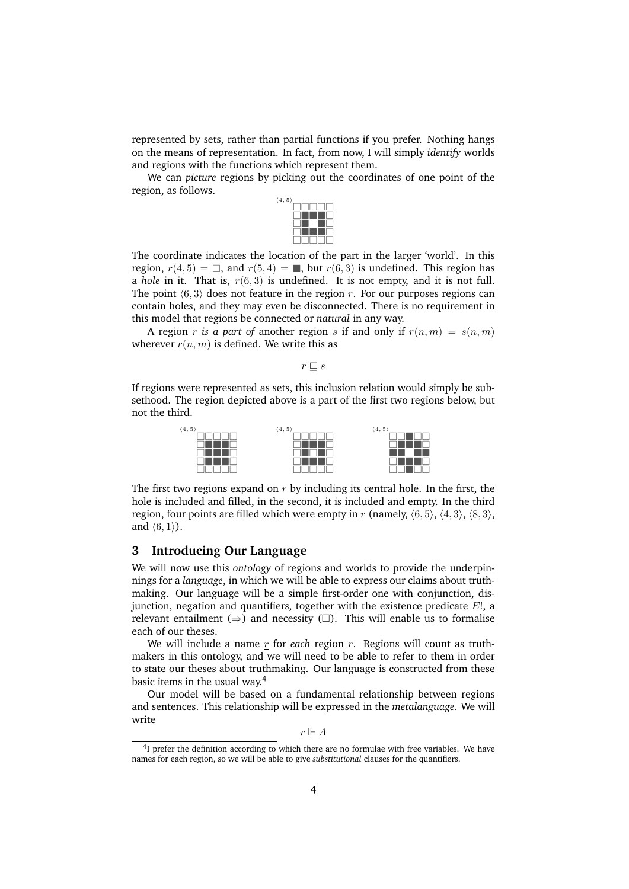represented by sets, rather than partial functions if you prefer. Nothing hangs on the means of representation. In fact, from now, I will simply *identify* worlds and regions with the functions which represent them.

We can *picture* regions by picking out the coordinates of one point of the region, as follows.

The coordinate indicates the location of the part in the larger 'world'. In this region, $r(4, 5) = \square$, and $r(5, 4) = \blacksquare$, but $r(6, 3)$ is undefined. This region has a *hole* in it. That is, $r(6, 3)$ is undefined. It is not empty, and it is not full. The point $\langle 6, 3\rangle$ does not feature in the region $r$. For our purposes regions can contain holes, and they may even be disconnected. There is no requirement in this model that regions be connected or *natural* in any way.

A region $r$ *is a part of* another region $s$ if and only if $r(n, m) = s(n, m)$ wherever $r(n, m)$ is defined. We write this as

$$r \sqsubseteq s$$

If regions were represented as sets, this inclusion relation would simply be subsethood. The region depicted above is a part of the first two regions below, but not the third.

The first two regions expand on $r$ by including its central hole. In the first, the hole is included and filled, in the second, it is included and empty. In the third region, four points are filled which were empty in $r$ (namely, $\langle 6, 5\rangle$, $\langle 4, 3\rangle$, $\langle 8, 3\rangle$, and $\langle 6, 1\rangle$).

## 3 Introducing Our Language

We will now use this *ontology* of regions and worlds to provide the underpinnings for a *language*, in which we will be able to express our claims about truthmaking. Our language will be a simple first-order one with conjunction, disjunction, negation and quantifiers, together with the existence predicate $E!$, a relevant entailment ($\Rightarrow$) and necessity ($\Box$). This will enable us to formalise each of our theses.

We will include a name $\underline{r}$ for *each* region $r$. Regions will count as truthmakers in this ontology, and we will need to be able to refer to them in order to state our theses about truthmaking. Our language is constructed from these basic items in the usual way.[4]

Our model will be based on a fundamental relationship between regions and sentences. This relationship will be expressed in the *metalanguage*. We will write

$$r \Vdash A$$

[4] I prefer the definition according to which there are no formulae with free variables. We have names for each region, so we will be able to give *substitutional* clauses for the quantifiers.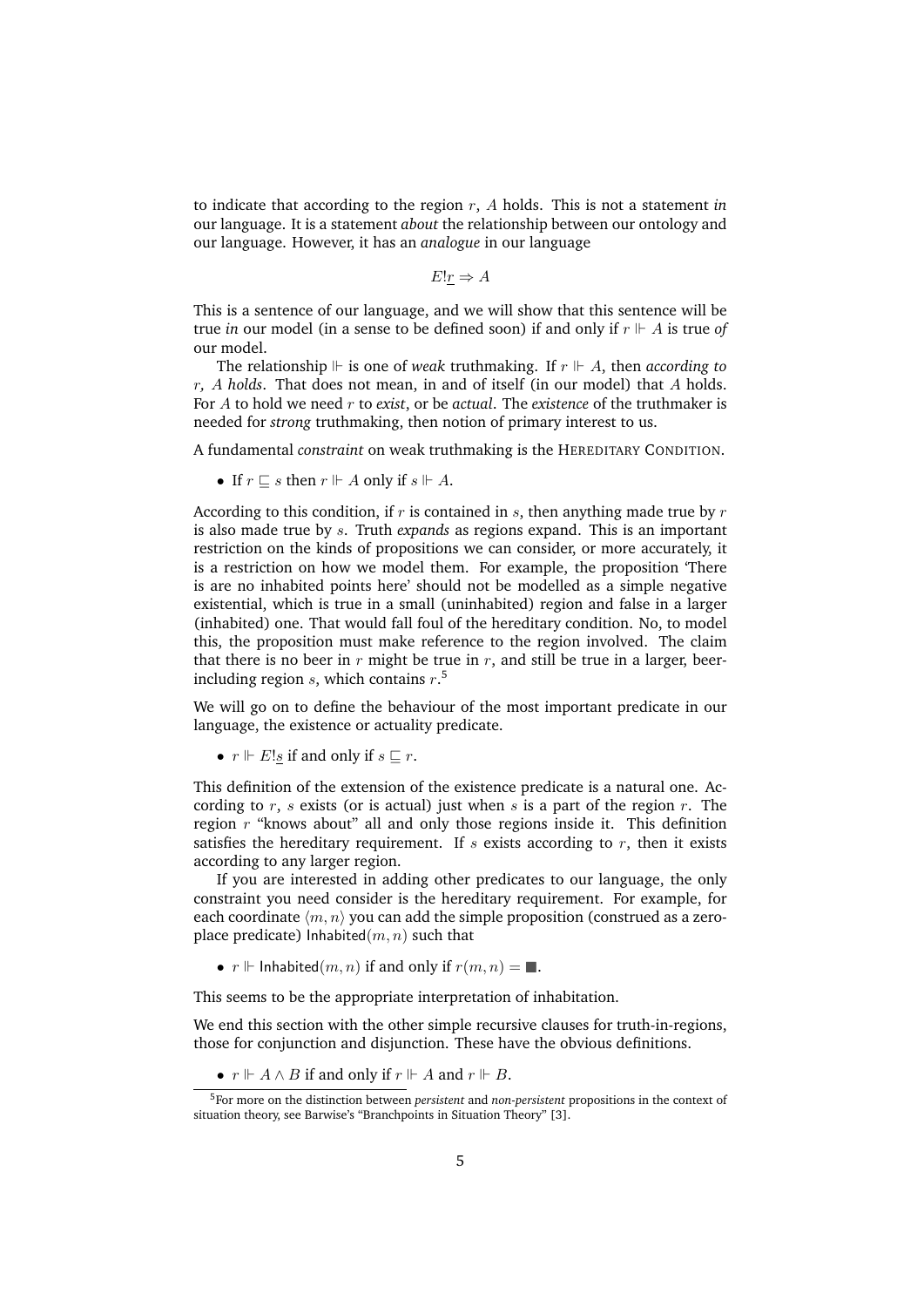to indicate that according to the region $r$, $A$ holds. This is not a statement *in* our language. It is a statement *about* the relationship between our ontology and our language. However, it has an *analogue* in our language

$$E!\underline{r} \Rightarrow A$$

This is a sentence of our language, and we will show that this sentence will be true *in* our model (in a sense to be defined soon) if and only if $r \Vdash A$ is true *of* our model.

The relationship $\Vdash$ is one of *weak* truthmaking. If $r \Vdash A$, then *according to $r$, $A$ holds*. That does not mean, in and of itself (in our model) that $A$ holds. For $A$ to hold we need $r$ to *exist*, or be *actual*. The *existence* of the truthmaker is needed for *strong* truthmaking, then notion of primary interest to us.

A fundamental *constraint* on weak truthmaking is the HEREDITARY CONDITION.

- If $r \sqsubseteq s$ then $r \Vdash A$ only if $s \Vdash A$.

According to this condition, if $r$ is contained in $s$, then anything made true by $r$ is also made true by $s$. Truth *expands* as regions expand. This is an important restriction on the kinds of propositions we can consider, or more accurately, it is a restriction on how we model them. For example, the proposition 'There is are no inhabited points here' should not be modelled as a simple negative existential, which is true in a small (uninhabited) region and false in a larger (inhabited) one. That would fall foul of the hereditary condition. No, to model this, the proposition must make reference to the region involved. The claim that there is no beer in $r$ might be true in $r$, and still be true in a larger, beer-including region $s$, which contains $r$.[5]

We will go on to define the behaviour of the most important predicate in our language, the existence or actuality predicate.

- $r \Vdash E!\underline{s}$ if and only if $s \sqsubseteq r$.

This definition of the extension of the existence predicate is a natural one. According to $r$, $s$ exists (or is actual) just when $s$ is a part of the region $r$. The region $r$ "knows about" all and only those regions inside it. This definition satisfies the hereditary requirement. If $s$ exists according to $r$, then it exists according to any larger region.

If you are interested in adding other predicates to our language, the only constraint you need consider is the hereditary requirement. For example, for each coordinate $\langle m, n\rangle$ you can add the simple proposition (construed as a zero-place predicate) $\mathsf{Inhabited}(m, n)$ such that

- $r \Vdash \mathsf{Inhabited}(m, n)$ if and only if $r(m, n) = \blacksquare$.

This seems to be the appropriate interpretation of inhabitation.

We end this section with the other simple recursive clauses for truth-in-regions, those for conjunction and disjunction. These have the obvious definitions.

- $r \Vdash A \wedge B$ if and only if $r \Vdash A$ and $r \Vdash B$.

[5] For more on the distinction between *persistent* and *non-persistent* propositions in the context of situation theory, see Barwise's "Branchpoints in Situation Theory" [3].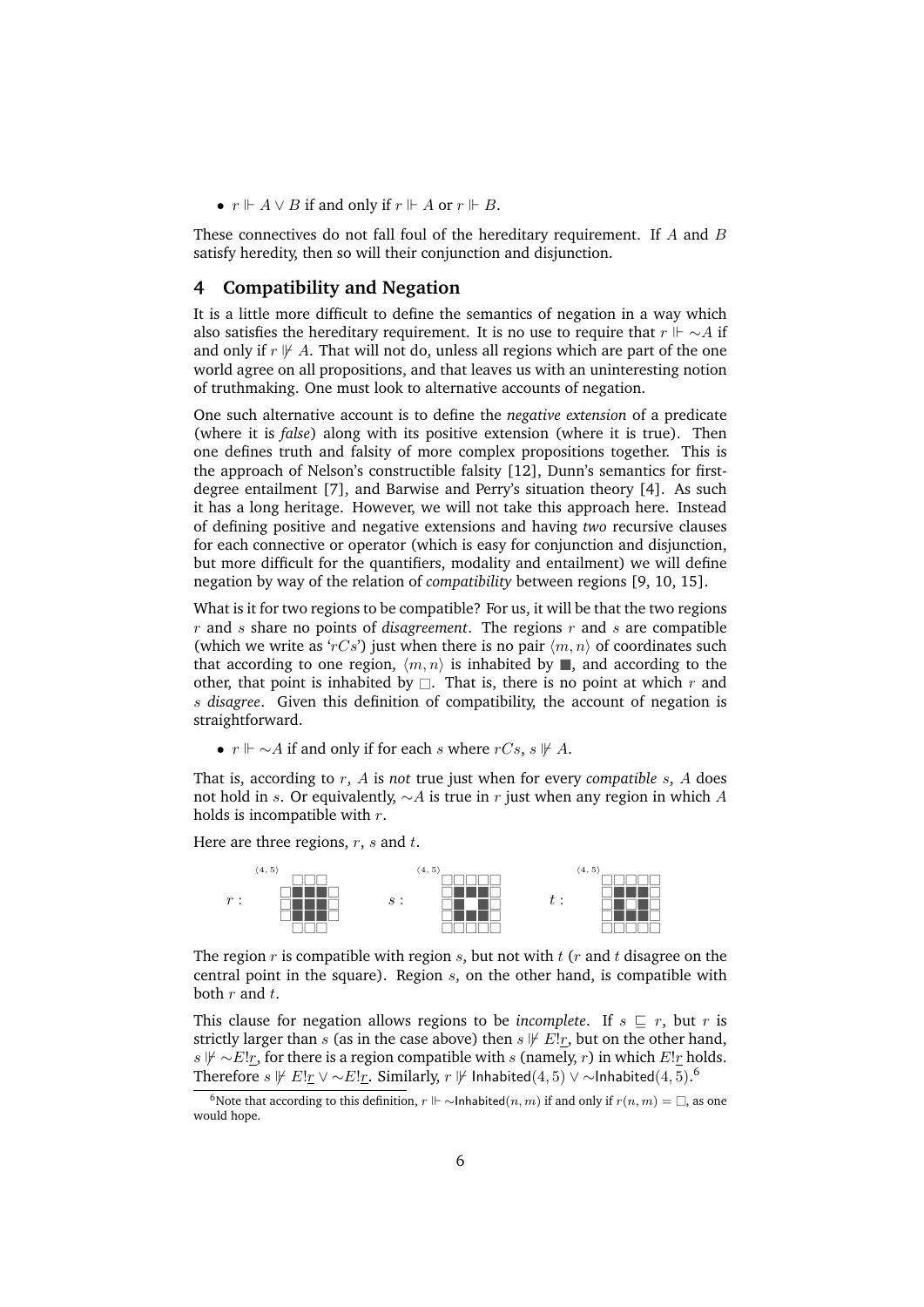- $r \Vdash A \vee B$ if and only if $r \Vdash A$ or $r \Vdash B$.

These connectives do not fall foul of the hereditary requirement. If $A$ and $B$ satisfy heredity, then so will their conjunction and disjunction.

## 4 Compatibility and Negation

It is a little more difficult to define the semantics of negation in a way which also satisfies the hereditary requirement. It is no use to require that $r \Vdash {\sim}A$ if and only if $r \nVdash A$. That will not do, unless all regions which are part of the one world agree on all propositions, and that leaves us with an uninteresting notion of truthmaking. One must look to alternative accounts of negation.

One such alternative account is to define the *negative extension* of a predicate (where it is *false*) along with its positive extension (where it is true). Then one defines truth and falsity of more complex propositions together. This is the approach of Nelson's constructible falsity [12], Dunn's semantics for first-degree entailment [7], and Barwise and Perry's situation theory [4]. As such it has a long heritage. However, we will not take this approach here. Instead of defining positive and negative extensions and having *two* recursive clauses for each connective or operator (which is easy for conjunction and disjunction, but more difficult for the quantifiers, modality and entailment) we will define negation by way of the relation of *compatibility* between regions [9, 10, 15].

What is it for two regions to be compatible? For us, it will be that the two regions $r$ and $s$ share no points of *disagreement*. The regions $r$ and $s$ are compatible (which we write as '$rCs$') just when there is no pair $\langle m, n\rangle$ of coordinates such that according to one region, $\langle m, n\rangle$ is inhabited by ■, and according to the other, that point is inhabited by □. That is, there is no point at which $r$ and $s$ *disagree*. Given this definition of compatibility, the account of negation is straightforward.

- $r \Vdash {\sim}A$ if and only if for each $s$ where $rCs$, $s \nVdash A$.

That is, according to $r$, $A$ is *not* true just when for every *compatible* $s$, $A$ does not hold in $s$. Or equivalently, ${\sim}A$ is true in $r$ just when any region in which $A$ holds is incompatible with $r$.

Here are three regions, $r$, $s$ and $t$.

The region $r$ is compatible with region $s$, but not with $t$ ($r$ and $t$ disagree on the central point in the square). Region $s$, on the other hand, is compatible with both $r$ and $t$.

This clause for negation allows regions to be *incomplete*. If $s \sqsubseteq r$, but $r$ is strictly larger than $s$ (as in the case above) then $s \nVdash E!\underline{r}$, but on the other hand, $s \nVdash {\sim}E!\underline{r}$, for there is a region compatible with $s$ (namely, $r$) in which $E!\underline{r}$ holds. Therefore $s \nVdash E!\underline{r} \vee {\sim}E!\underline{r}$. Similarly, $r \nVdash \mathsf{Inhabited}(4, 5) \vee {\sim}\mathsf{Inhabited}(4, 5)$.[6]

[6] Note that according to this definition, $r \Vdash {\sim}\mathsf{Inhabited}(n, m)$ if and only if $r(n, m) = \square$, as one would hope.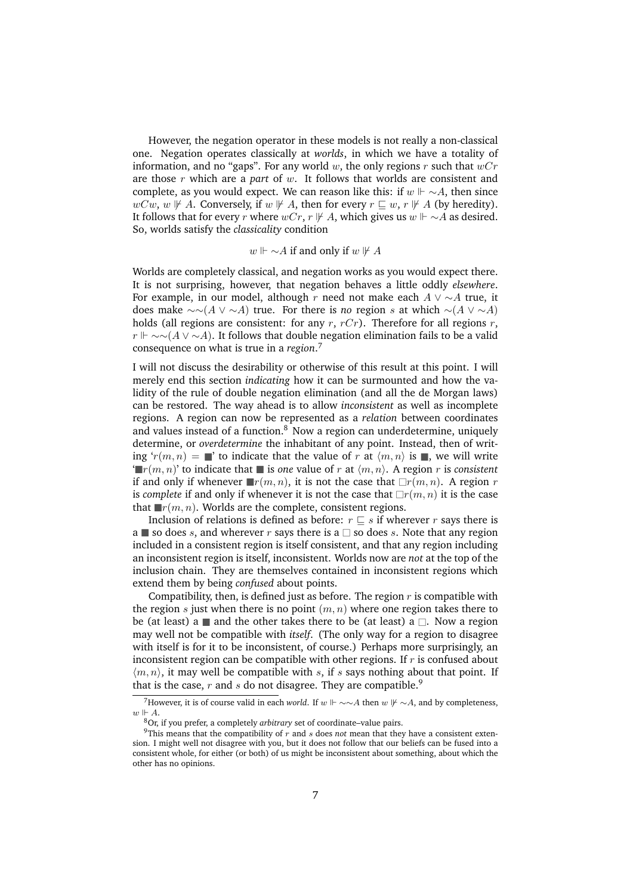However, the negation operator in these models is not really a non-classical one. Negation operates classically at *worlds*, in which we have a totality of information, and no "gaps". For any world $w$, the only regions $r$ such that $wCr$ are those $r$ which are a *part* of $w$. It follows that worlds are consistent and complete, as you would expect. We can reason like this: if $w \Vdash \sim A$, then since $wCw$, $w \not\Vdash A$. Conversely, if $w \not\Vdash A$, then for every $r \sqsubseteq w$, $r \not\Vdash A$ (by heredity). It follows that for every $r$ where $wCr$, $r \not\Vdash A$, which gives us $w \Vdash \sim A$ as desired. So, worlds satisfy the *classicality* condition

$$w \Vdash \sim A \text{ if and only if } w \not\Vdash A$$

Worlds are completely classical, and negation works as you would expect there. It is not surprising, however, that negation behaves a little oddly *elsewhere*. For example, in our model, although $r$ need not make each $A \vee \sim A$ true, it does make $\sim\sim(A \vee \sim A)$ true. For there is *no* region $s$ at which $\sim(A \vee \sim A)$ holds (all regions are consistent: for any $r$, $rCr$). Therefore for all regions $r$, $r \Vdash \sim\sim(A \vee \sim A)$. It follows that double negation elimination fails to be a valid consequence on what is true in a *region*.[7]

I will not discuss the desirability or otherwise of this result at this point. I will merely end this section *indicating* how it can be surmounted and how the validity of the rule of double negation elimination (and all the de Morgan laws) can be restored. The way ahead is to allow *inconsistent* as well as incomplete regions. A region can now be represented as a *relation* between coordinates and values instead of a function.[8] Now a region can underdetermine, uniquely determine, or *overdetermine* the inhabitant of any point. Instead, then of writing '$r(m, n) = \blacksquare$' to indicate that the value of $r$ at $\langle m, n\rangle$ is $\blacksquare$, we will write '$\blacksquare r(m, n)$' to indicate that $\blacksquare$ is *one* value of $r$ at $\langle m, n\rangle$. A region $r$ is *consistent* if and only if whenever $\blacksquare r(m, n)$, it is not the case that $\square r(m, n)$. A region $r$ is *complete* if and only if whenever it is not the case that $\square r(m, n)$ it is the case that $\blacksquare r(m, n)$. Worlds are the complete, consistent regions.

Inclusion of relations is defined as before: $r \sqsubseteq s$ if wherever $r$ says there is a $\blacksquare$ so does $s$, and wherever $r$ says there is a $\square$ so does $s$. Note that any region included in a consistent region is itself consistent, and that any region including an inconsistent region is itself, inconsistent. Worlds now are *not* at the top of the inclusion chain. They are themselves contained in inconsistent regions which extend them by being *confused* about points.

Compatibility, then, is defined just as before. The region $r$ is compatible with the region $s$ just when there is no point $(m, n)$ where one region takes there to be (at least) a $\blacksquare$ and the other takes there to be (at least) a $\square$. Now a region may well not be compatible with *itself*. (The only way for a region to disagree with itself is for it to be inconsistent, of course.) Perhaps more surprisingly, an inconsistent region can be compatible with other regions. If $r$ is confused about $\langle m, n\rangle$, it may well be compatible with $s$, if $s$ says nothing about that point. If that is the case, $r$ and $s$ do not disagree. They are compatible.[9]

[7] However, it is of course valid in each *world*. If $w \Vdash \sim\sim A$ then $w \not\Vdash \sim A$, and by completeness, $w \Vdash A$.

[8] Or, if you prefer, a completely *arbitrary* set of coordinate–value pairs.

[9] This means that the compatibility of $r$ and $s$ does *not* mean that they have a consistent extension. I might well not disagree with you, but it does not follow that our beliefs can be fused into a consistent whole, for either (or both) of us might be inconsistent about something, about which the other has no opinions.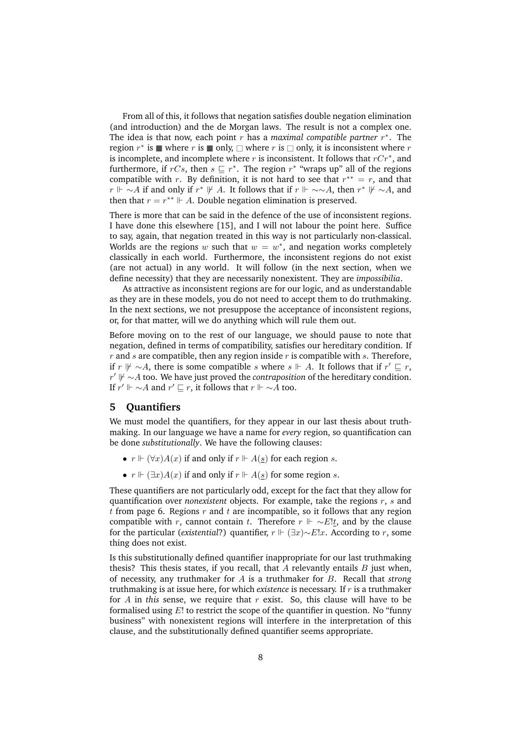From all of this, it follows that negation satisfies double negation elimination (and introduction) and the de Morgan laws. The result is not a complex one. The idea is that now, each point $r$ has a *maximal compatible partner* $r^*$. The region $r^*$ is ■ where $r$ is ■ only, □ where $r$ is □ only, it is inconsistent where $r$ is incomplete, and incomplete where $r$ is inconsistent. It follows that $rCr^*$, and furthermore, if $rCs$, then $s \sqsubseteq r^*$. The region $r^*$ "wraps up" all of the regions compatible with $r$. By definition, it is not hard to see that $r^{**} = r$, and that $r \Vdash \sim A$ if and only if $r^* \nVdash A$. It follows that if $r \Vdash \sim\sim A$, then $r^* \nVdash \sim A$, and then that $r = r^{**} \Vdash A$. Double negation elimination is preserved.

There is more that can be said in the defence of the use of inconsistent regions. I have done this elsewhere [15], and I will not labour the point here. Suffice to say, again, that negation treated in this way is not particularly non-classical. Worlds are the regions $w$ such that $w = w^*$, and negation works completely classically in each world. Furthermore, the inconsistent regions do not exist (are not actual) in any world. It will follow (in the next section, when we define necessity) that they are necessarily nonexistent. They are *impossibilia*.

As attractive as inconsistent regions are for our logic, and as understandable as they are in these models, you do not need to accept them to do truthmaking. In the next sections, we not presuppose the acceptance of inconsistent regions, or, for that matter, will we do anything which will rule them out.

Before moving on to the rest of our language, we should pause to note that negation, defined in terms of compatibility, satisfies our hereditary condition. If $r$ and $s$ are compatible, then any region inside $r$ is compatible with $s$. Therefore, if $r \nVdash \sim A$, there is some compatible $s$ where $s \Vdash A$. It follows that if $r' \sqsubseteq r$, $r' \nVdash \sim A$ too. We have just proved the *contraposition* of the hereditary condition. If $r' \Vdash \sim A$ and $r' \sqsubseteq r$, it follows that $r \Vdash \sim A$ too.

## 5 Quantifiers

We must model the quantifiers, for they appear in our last thesis about truthmaking. In our language we have a name for *every* region, so quantification can be done *substitutionally*. We have the following clauses:

- $r \Vdash (\forall x)A(x)$ if and only if $r \Vdash A(\underline{s})$ for each region $s$.
- $r \Vdash (\exists x)A(x)$ if and only if $r \Vdash A(\underline{s})$ for some region $s$.

These quantifiers are not particularly odd, except for the fact that they allow for quantification over *nonexistent* objects. For example, take the regions $r$, $s$ and $t$ from page 6. Regions $r$ and $t$ are incompatible, so it follows that any region compatible with $r$, cannot contain $t$. Therefore $r \Vdash \sim E!\underline{t}$, and by the clause for the particular (*existential*?) quantifier, $r \Vdash (\exists x)\sim E!x$. According to $r$, some thing does not exist.

Is this substitutionally defined quantifier inappropriate for our last truthmaking thesis? This thesis states, if you recall, that $A$ relevantly entails $B$ just when, of necessity, any truthmaker for $A$ is a truthmaker for $B$. Recall that *strong* truthmaking is at issue here, for which *existence* is necessary. If $r$ is a truthmaker for $A$ in *this* sense, we require that $r$ exist. So, this clause will have to be formalised using $E!$ to restrict the scope of the quantifier in question. No "funny business" with nonexistent regions will interfere in the interpretation of this clause, and the substitutionally defined quantifier seems appropriate.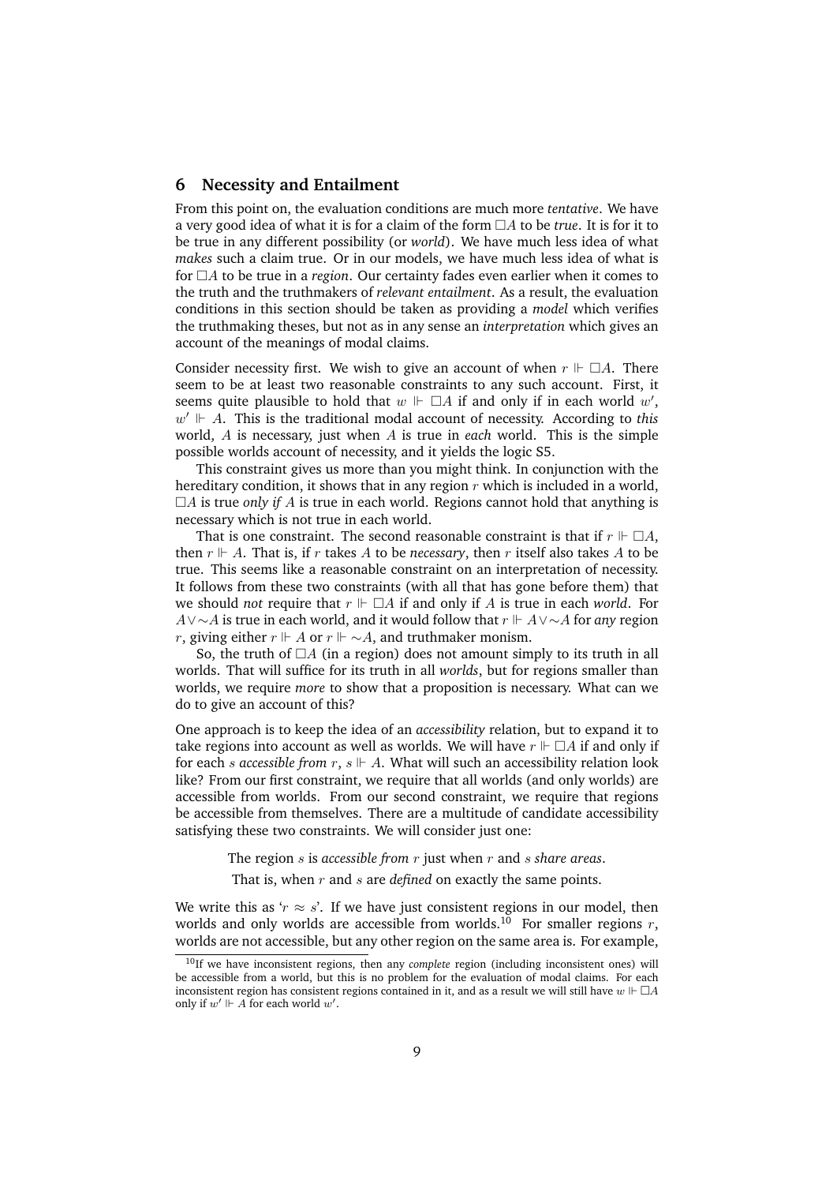## 6 Necessity and Entailment

From this point on, the evaluation conditions are much more *tentative*. We have a very good idea of what it is for a claim of the form $\Box A$ to be *true*. It is for it to be true in any different possibility (or *world*). We have much less idea of what *makes* such a claim true. Or in our models, we have much less idea of what is for $\Box A$ to be true in a *region*. Our certainty fades even earlier when it comes to the truth and the truthmakers of *relevant entailment*. As a result, the evaluation conditions in this section should be taken as providing a *model* which verifies the truthmaking theses, but not as in any sense an *interpretation* which gives an account of the meanings of modal claims.

Consider necessity first. We wish to give an account of when $r \Vdash \Box A$. There seem to be at least two reasonable constraints to any such account. First, it seems quite plausible to hold that $w \Vdash \Box A$ if and only if in each world $w'$, $w' \Vdash A$. This is the traditional modal account of necessity. According to *this* world, $A$ is necessary, just when $A$ is true in *each* world. This is the simple possible worlds account of necessity, and it yields the logic S5.

This constraint gives us more than you might think. In conjunction with the hereditary condition, it shows that in any region $r$ which is included in a world, $\Box A$ is true *only if* $A$ is true in each world. Regions cannot hold that anything is necessary which is not true in each world.

That is one constraint. The second reasonable constraint is that if $r \Vdash \Box A$, then $r \Vdash A$. That is, if $r$ takes $A$ to be *necessary*, then $r$ itself also takes $A$ to be true. This seems like a reasonable constraint on an interpretation of necessity. It follows from these two constraints (with all that has gone before them) that we should *not* require that $r \Vdash \Box A$ if and only if $A$ is true in each *world*. For $A \vee {\sim} A$ is true in each world, and it would follow that $r \Vdash A \vee {\sim} A$ for *any* region $r$, giving either $r \Vdash A$ or $r \Vdash {\sim} A$, and truthmaker monism.

So, the truth of $\Box A$ (in a region) does not amount simply to its truth in all worlds. That will suffice for its truth in all *worlds*, but for regions smaller than worlds, we require *more* to show that a proposition is necessary. What can we do to give an account of this?

One approach is to keep the idea of an *accessibility* relation, but to expand it to take regions into account as well as worlds. We will have $r \Vdash \Box A$ if and only if for each $s$ *accessible from* $r$, $s \Vdash A$. What will such an accessibility relation look like? From our first constraint, we require that all worlds (and only worlds) are accessible from worlds. From our second constraint, we require that regions be accessible from themselves. There are a multitude of candidate accessibility satisfying these two constraints. We will consider just one:

> The region $s$ is *accessible from* $r$ just when $r$ and $s$ *share areas*.
>
> That is, when $r$ and $s$ are *defined* on exactly the same points.

We write this as '$r \approx s$'. If we have just consistent regions in our model, then worlds and only worlds are accessible from worlds.[10] For smaller regions $r$, worlds are not accessible, but any other region on the same area is. For example,

[10] If we have inconsistent regions, then any *complete* region (including inconsistent ones) will be accessible from a world, but this is no problem for the evaluation of modal claims. For each inconsistent region has consistent regions contained in it, and as a result we will still have $w \Vdash \Box A$ only if $w' \Vdash A$ for each world $w'$.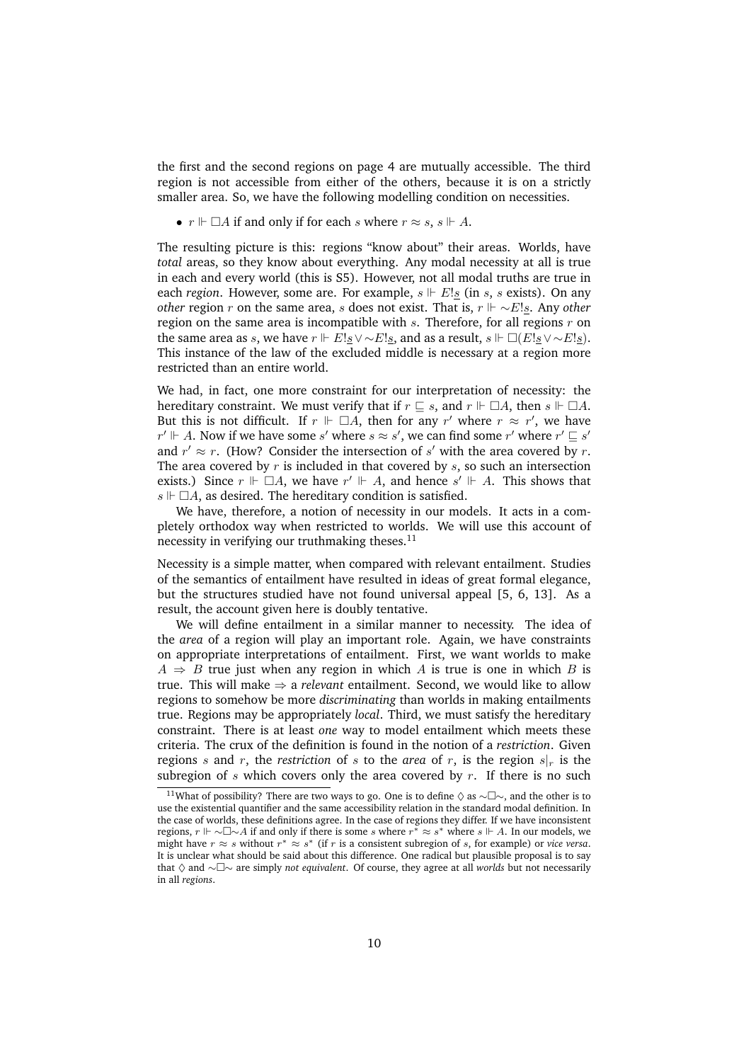the first and the second regions on page 4 are mutually accessible. The third region is not accessible from either of the others, because it is on a strictly smaller area. So, we have the following modelling condition on necessities.

- $r \Vdash \Box A$ if and only if for each $s$ where $r \approx s$, $s \Vdash A$.

The resulting picture is this: regions "know about" their areas. Worlds, have *total* areas, so they know about everything. Any modal necessity at all is true in each and every world (this is S5). However, not all modal truths are true in each *region*. However, some are. For example, $s \Vdash E!\underline{s}$ (in $s$, $s$ exists). On any *other* region $r$ on the same area, $s$ does not exist. That is, $r \Vdash {\sim}E!\underline{s}$. Any *other* region on the same area is incompatible with $s$. Therefore, for all regions $r$ on the same area as $s$, we have $r \Vdash E!\underline{s} \vee {\sim}E!\underline{s}$, and as a result, $s \Vdash \Box(E!\underline{s} \vee {\sim}E!\underline{s})$. This instance of the law of the excluded middle is necessary at a region more restricted than an entire world.

We had, in fact, one more constraint for our interpretation of necessity: the hereditary constraint. We must verify that if $r \sqsubseteq s$, and $r \Vdash \Box A$, then $s \Vdash \Box A$. But this is not difficult. If $r \Vdash \Box A$, then for any $r'$ where $r \approx r'$, we have $r' \Vdash A$. Now if we have some $s'$ where $s \approx s'$, we can find some $r'$ where $r' \sqsubseteq s'$ and $r' \approx r$. (How? Consider the intersection of $s'$ with the area covered by $r$. The area covered by $r$ is included in that covered by $s$, so such an intersection exists.) Since $r \Vdash \Box A$, we have $r' \Vdash A$, and hence $s' \Vdash A$. This shows that $s \Vdash \Box A$, as desired. The hereditary condition is satisfied.

We have, therefore, a notion of necessity in our models. It acts in a completely orthodox way when restricted to worlds. We will use this account of necessity in verifying our truthmaking theses.[11]

Necessity is a simple matter, when compared with relevant entailment. Studies of the semantics of entailment have resulted in ideas of great formal elegance, but the structures studied have not found universal appeal [5, 6, 13]. As a result, the account given here is doubly tentative.

We will define entailment in a similar manner to necessity. The idea of the *area* of a region will play an important role. Again, we have constraints on appropriate interpretations of entailment. First, we want worlds to make $A \Rightarrow B$ true just when any region in which $A$ is true is one in which $B$ is true. This will make $\Rightarrow$ a *relevant* entailment. Second, we would like to allow regions to somehow be more *discriminating* than worlds in making entailments true. Regions may be appropriately *local*. Third, we must satisfy the hereditary constraint. There is at least *one* way to model entailment which meets these criteria. The crux of the definition is found in the notion of a *restriction*. Given regions $s$ and $r$, the *restriction* of $s$ to the *area* of $r$, is the region $s|_r$ is the subregion of $s$ which covers only the area covered by $r$. If there is no such

[11] What of possibility? There are two ways to go. One is to define $\Diamond$ as ${\sim}\Box{\sim}$, and the other is to use the existential quantifier and the same accessibility relation in the standard modal definition. In the case of worlds, these definitions agree. In the case of regions they differ. If we have inconsistent regions, $r \Vdash {\sim}\Box{\sim}A$ if and only if there is some $s$ where $r^* \approx s^*$ where $s \Vdash A$. In our models, we might have $r \approx s$ without $r^* \approx s^*$ (if $r$ is a consistent subregion of $s$, for example) or *vice versa*. It is unclear what should be said about this difference. One radical but plausible proposal is to say that $\Diamond$ and ${\sim}\Box{\sim}$ are simply *not equivalent*. Of course, they agree at all *worlds* but not necessarily in all *regions*.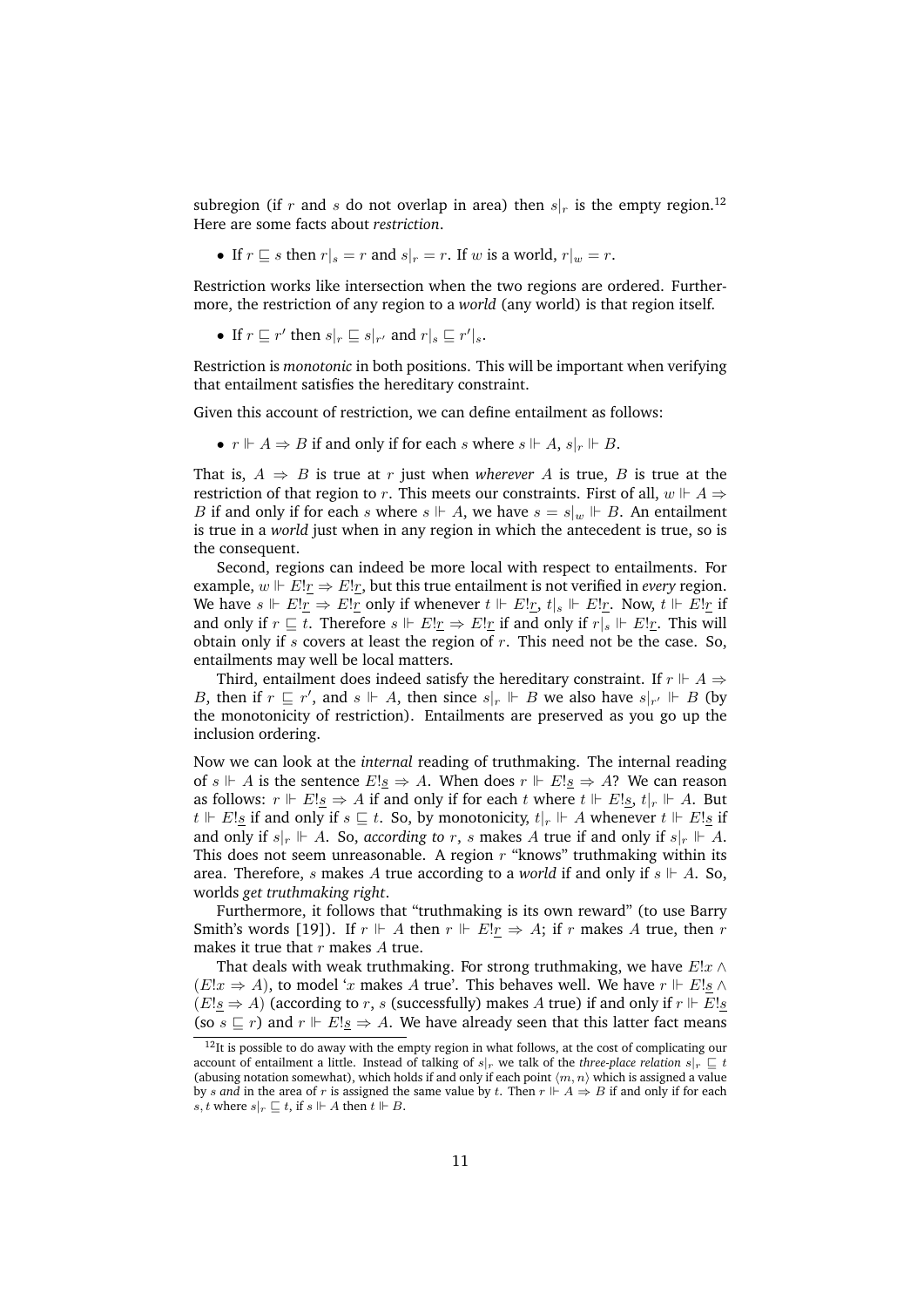subregion (if $r$ and $s$ do not overlap in area) then $s|_r$ is the empty region.[12] Here are some facts about *restriction*.

- If $r \sqsubseteq s$ then $r|_s = r$ and $s|_r = r$. If $w$ is a world, $r|_w = r$.

Restriction works like intersection when the two regions are ordered. Furthermore, the restriction of any region to a *world* (any world) is that region itself.

- If $r \sqsubseteq r'$ then $s|_r \sqsubseteq s|_{r'}$ and $r|_s \sqsubseteq r'|_s$.

Restriction is *monotonic* in both positions. This will be important when verifying that entailment satisfies the hereditary constraint.

Given this account of restriction, we can define entailment as follows:

- $r \Vdash A \Rightarrow B$ if and only if for each $s$ where $s \Vdash A$, $s|_r \Vdash B$.

That is, $A \Rightarrow B$ is true at $r$ just when *wherever* $A$ is true, $B$ is true at the restriction of that region to $r$. This meets our constraints. First of all, $w \Vdash A \Rightarrow B$ if and only if for each $s$ where $s \Vdash A$, we have $s = s|_w \Vdash B$. An entailment is true in a *world* just when in any region in which the antecedent is true, so is the consequent.

Second, regions can indeed be more local with respect to entailments. For example, $w \Vdash E!\underline{r} \Rightarrow E!\underline{r}$, but this true entailment is not verified in *every* region. We have $s \Vdash E!\underline{r} \Rightarrow E!\underline{r}$ only if whenever $t \Vdash E!\underline{r}$, $t|_s \Vdash E!\underline{r}$. Now, $t \Vdash E!\underline{r}$ if and only if $r \sqsubseteq t$. Therefore $s \Vdash E!\underline{r} \Rightarrow E!\underline{r}$ if and only if $r|_s \Vdash E!\underline{r}$. This will obtain only if $s$ covers at least the region of $r$. This need not be the case. So, entailments may well be local matters.

Third, entailment does indeed satisfy the hereditary constraint. If $r \Vdash A \Rightarrow B$, then if $r \sqsubseteq r'$, and $s \Vdash A$, then since $s|_r \Vdash B$ we also have $s|_{r'} \Vdash B$ (by the monotonicity of restriction). Entailments are preserved as you go up the inclusion ordering.

Now we can look at the *internal* reading of truthmaking. The internal reading of $s \Vdash A$ is the sentence $E!\underline{s} \Rightarrow A$. When does $r \Vdash E!\underline{s} \Rightarrow A$? We can reason as follows: $r \Vdash E!\underline{s} \Rightarrow A$ if and only if for each $t$ where $t \Vdash E!\underline{s}$, $t|_r \Vdash A$. But $t \Vdash E!\underline{s}$ if and only if $s \sqsubseteq t$. So, by monotonicity, $t|_r \Vdash A$ whenever $t \Vdash E!\underline{s}$ if and only if $s|_r \Vdash A$. So, *according to* $r$, $s$ makes $A$ true if and only if $s|_r \Vdash A$. This does not seem unreasonable. A region $r$ "knows" truthmaking within its area. Therefore, $s$ makes $A$ true according to a *world* if and only if $s \Vdash A$. So, worlds *get truthmaking right*.

Furthermore, it follows that "truthmaking is its own reward" (to use Barry Smith's words [19]). If $r \Vdash A$ then $r \Vdash E!\underline{r} \Rightarrow A$; if $r$ makes $A$ true, then $r$ makes it true that $r$ makes $A$ true.

That deals with weak truthmaking. For strong truthmaking, we have $E!x \wedge (E!x \Rightarrow A)$, to model '$x$ makes $A$ true'. This behaves well. We have $r \Vdash E!\underline{s} \wedge (E!\underline{s} \Rightarrow A)$ (according to $r$, $s$ (successfully) makes $A$ true) if and only if $r \Vdash E!\underline{s}$ (so $s \sqsubseteq r$) and $r \Vdash E!\underline{s} \Rightarrow A$. We have already seen that this latter fact means

[12] It is possible to do away with the empty region in what follows, at the cost of complicating our account of entailment a little. Instead of talking of $s|_r$ we talk of the *three-place relation* $s|_r \sqsubseteq t$ (abusing notation somewhat), which holds if and only if each point $\langle m, n \rangle$ which is assigned a value by $s$ *and* in the area of $r$ is assigned the same value by $t$. Then $r \Vdash A \Rightarrow B$ if and only if for each $s, t$ where $s|_r \sqsubseteq t$, if $s \Vdash A$ then $t \Vdash B$.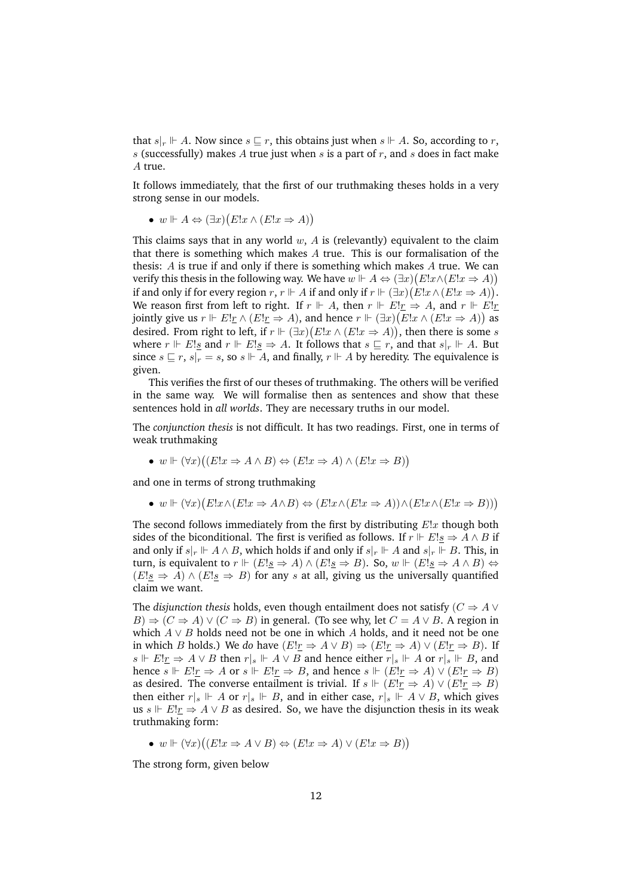that $s|_r \Vdash A$. Now since $s \sqsubseteq r$, this obtains just when $s \Vdash A$. So, according to $r$, $s$ (successfully) makes $A$ true just when $s$ is a part of $r$, and $s$ does in fact make $A$ true.

It follows immediately, that the first of our truthmaking theses holds in a very strong sense in our models.

- $w \Vdash A \Leftrightarrow (\exists x)\big(E!x \wedge (E!x \Rightarrow A)\big)$

This claims says that in any world $w$, $A$ is (relevantly) equivalent to the claim that there is something which makes $A$ true. This is our formalisation of the thesis: $A$ is true if and only if there is something which makes $A$ true. We can verify this thesis in the following way. We have $w \Vdash A \Leftrightarrow (\exists x)\big(E!x \wedge (E!x \Rightarrow A)\big)$ if and only if for every region $r$, $r \Vdash A$ if and only if $r \Vdash (\exists x)\big(E!x \wedge (E!x \Rightarrow A)\big)$. We reason first from left to right. If $r \Vdash A$, then $r \Vdash E!\underline{r} \Rightarrow A$, and $r \Vdash E!\underline{r}$ jointly give us $r \Vdash E!\underline{r} \wedge (E!\underline{r} \Rightarrow A)$, and hence $r \Vdash (\exists x)\big(E!x \wedge (E!x \Rightarrow A)\big)$ as desired. From right to left, if $r \Vdash (\exists x)\big(E!x \wedge (E!x \Rightarrow A)\big)$, then there is some $s$ where $r \Vdash E!\underline{s}$ and $r \Vdash E!\underline{s} \Rightarrow A$. It follows that $s \sqsubseteq r$, and that $s|_r \Vdash A$. But since $s \sqsubseteq r$, $s|_r = s$, so $s \Vdash A$, and finally, $r \Vdash A$ by heredity. The equivalence is given.

This verifies the first of our theses of truthmaking. The others will be verified in the same way. We will formalise then as sentences and show that these sentences hold in *all worlds*. They are necessary truths in our model.

The *conjunction thesis* is not difficult. It has two readings. First, one in terms of weak truthmaking

- $w \Vdash (\forall x)\big((E!x \Rightarrow A \wedge B) \Leftrightarrow (E!x \Rightarrow A) \wedge (E!x \Rightarrow B)\big)$

and one in terms of strong truthmaking

- $w \Vdash (\forall x)\big(E!x \wedge (E!x \Rightarrow A \wedge B) \Leftrightarrow (E!x \wedge (E!x \Rightarrow A)) \wedge (E!x \wedge (E!x \Rightarrow B))\big)$

The second follows immediately from the first by distributing $E!x$ though both sides of the biconditional. The first is verified as follows. If $r \Vdash E!\underline{s} \Rightarrow A \wedge B$ if and only if $s|_r \Vdash A \wedge B$, which holds if and only if $s|_r \Vdash A$ and $s|_r \Vdash B$. This, in turn, is equivalent to $r \Vdash (E!\underline{s} \Rightarrow A) \wedge (E!\underline{s} \Rightarrow B)$. So, $w \Vdash (E!\underline{s} \Rightarrow A \wedge B) \Leftrightarrow (E!\underline{s} \Rightarrow A) \wedge (E!\underline{s} \Rightarrow B)$ for any $s$ at all, giving us the universally quantified claim we want.

The *disjunction thesis* holds, even though entailment does not satisfy $(C \Rightarrow A \vee B) \Rightarrow (C \Rightarrow A) \vee (C \Rightarrow B)$ in general. (To see why, let $C = A \vee B$. A region in which $A \vee B$ holds need not be one in which $A$ holds, and it need not be one in which $B$ holds.) We *do* have $(E!\underline{r} \Rightarrow A \vee B) \Rightarrow (E!\underline{r} \Rightarrow A) \vee (E!\underline{r} \Rightarrow B)$. If $s \Vdash E!\underline{r} \Rightarrow A \vee B$ then $r|_s \Vdash A \vee B$ and hence either $r|_s \Vdash A$ or $r|_s \Vdash B$, and hence $s \Vdash E!\underline{r} \Rightarrow A$ or $s \Vdash E!\underline{r} \Rightarrow B$, and hence $s \Vdash (E!\underline{r} \Rightarrow A) \vee (E!\underline{r} \Rightarrow B)$ as desired. The converse entailment is trivial. If $s \Vdash (E!\underline{r} \Rightarrow A) \vee (E!\underline{r} \Rightarrow B)$ then either $r|_s \Vdash A$ or $r|_s \Vdash B$, and in either case, $r|_s \Vdash A \vee B$, which gives us $s \Vdash E!\underline{r} \Rightarrow A \vee B$ as desired. So, we have the disjunction thesis in its weak truthmaking form:

- $w \Vdash (\forall x)\big((E!x \Rightarrow A \vee B) \Leftrightarrow (E!x \Rightarrow A) \vee (E!x \Rightarrow B)\big)$

The strong form, given below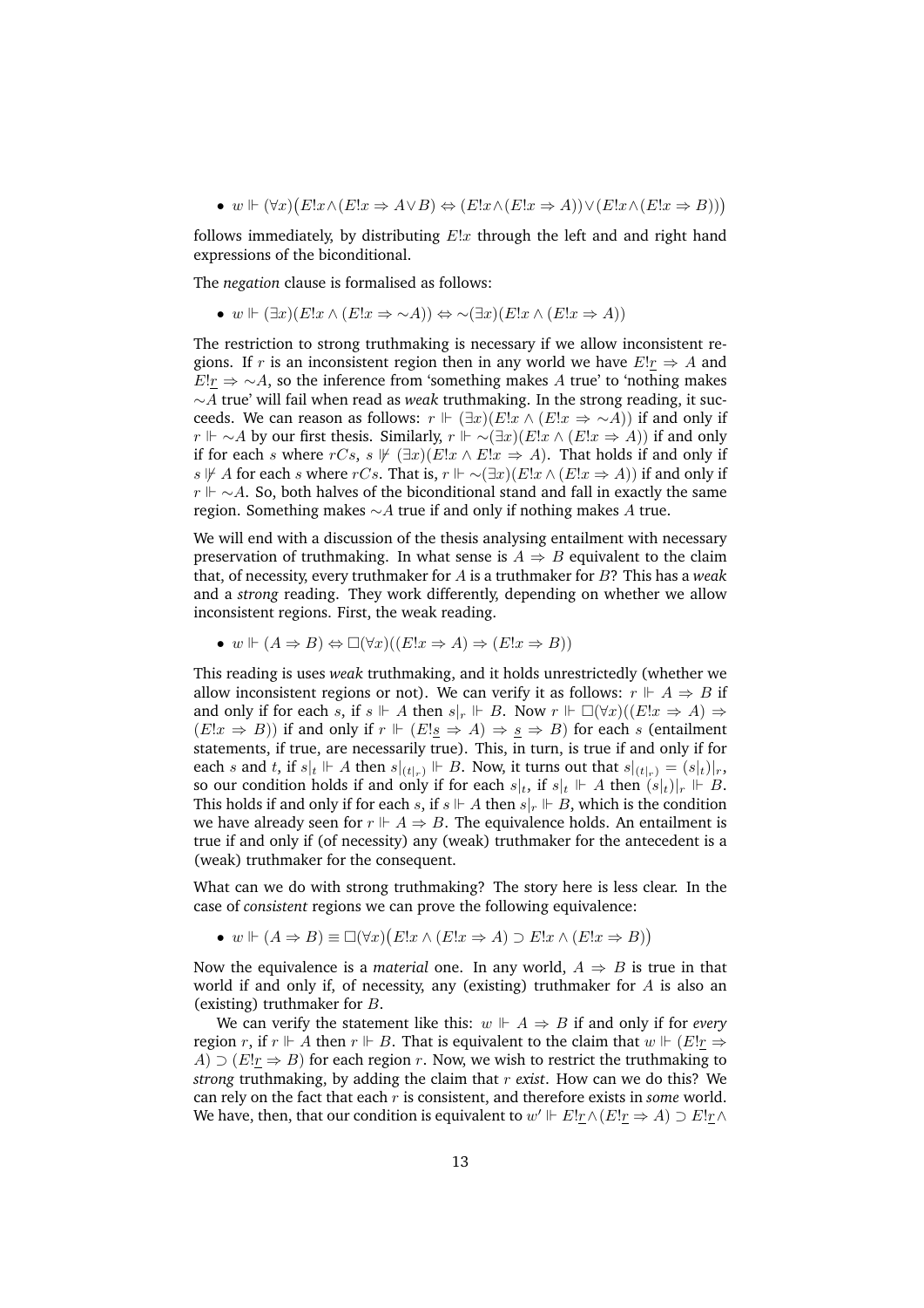- $w \Vdash (\forall x)\big(E!x \wedge (E!x \Rightarrow A \vee B) \Leftrightarrow (E!x \wedge (E!x \Rightarrow A)) \vee (E!x \wedge (E!x \Rightarrow B))\big)$

follows immediately, by distributing $E!x$ through the left and and right hand expressions of the biconditional.

The *negation* clause is formalised as follows:

- $w \Vdash (\exists x)(E!x \wedge (E!x \Rightarrow \sim A)) \Leftrightarrow \sim(\exists x)(E!x \wedge (E!x \Rightarrow A))$

The restriction to strong truthmaking is necessary if we allow inconsistent regions. If $r$ is an inconsistent region then in any world we have $E!\underline{r} \Rightarrow A$ and $E!\underline{r} \Rightarrow \sim A$, so the inference from 'something makes $A$ true' to 'nothing makes $\sim A$ true' will fail when read as *weak* truthmaking. In the strong reading, it succeeds. We can reason as follows: $r \Vdash (\exists x)(E!x \wedge (E!x \Rightarrow \sim A))$ if and only if $r \Vdash \sim A$ by our first thesis. Similarly, $r \Vdash \sim(\exists x)(E!x \wedge (E!x \Rightarrow A))$ if and only if for each $s$ where $rCs$, $s \nVdash (\exists x)(E!x \wedge E!x \Rightarrow A)$. That holds if and only if $s \nVdash A$ for each $s$ where $rCs$. That is, $r \Vdash \sim(\exists x)(E!x \wedge (E!x \Rightarrow A))$ if and only if $r \Vdash \sim A$. So, both halves of the biconditional stand and fall in exactly the same region. Something makes $\sim A$ true if and only if nothing makes $A$ true.

We will end with a discussion of the thesis analysing entailment with necessary preservation of truthmaking. In what sense is $A \Rightarrow B$ equivalent to the claim that, of necessity, every truthmaker for $A$ is a truthmaker for $B$? This has a *weak* and a *strong* reading. They work differently, depending on whether we allow inconsistent regions. First, the weak reading.

- $w \Vdash (A \Rightarrow B) \Leftrightarrow \Box(\forall x)((E!x \Rightarrow A) \Rightarrow (E!x \Rightarrow B))$

This reading is uses *weak* truthmaking, and it holds unrestrictedly (whether we allow inconsistent regions or not). We can verify it as follows: $r \Vdash A \Rightarrow B$ if and only if for each $s$, if $s \Vdash A$ then $s|_r \Vdash B$. Now $r \Vdash \Box(\forall x)((E!x \Rightarrow A) \Rightarrow (E!x \Rightarrow B))$ if and only if $r \Vdash (E!\underline{s} \Rightarrow A) \Rightarrow \underline{s} \Rightarrow B)$ for each $s$ (entailment statements, if true, are necessarily true). This, in turn, is true if and only if for each $s$ and $t$, if $s|_t \Vdash A$ then $s|_{(t|_r)} \Vdash B$. Now, it turns out that $s|_{(t|_r)} = (s|_t)|_r$, so our condition holds if and only if for each $s|_t$, if $s|_t \Vdash A$ then $(s|_t)|_r \Vdash B$. This holds if and only if for each $s$, if $s \Vdash A$ then $s|_r \Vdash B$, which is the condition we have already seen for $r \Vdash A \Rightarrow B$. The equivalence holds. An entailment is true if and only if (of necessity) any (weak) truthmaker for the antecedent is a (weak) truthmaker for the consequent.

What can we do with strong truthmaking? The story here is less clear. In the case of *consistent* regions we can prove the following equivalence:

- $w \Vdash (A \Rightarrow B) \equiv \Box(\forall x)\big(E!x \wedge (E!x \Rightarrow A) \supset E!x \wedge (E!x \Rightarrow B)\big)$

Now the equivalence is a *material* one. In any world, $A \Rightarrow B$ is true in that world if and only if, of necessity, any (existing) truthmaker for $A$ is also an (existing) truthmaker for $B$.

We can verify the statement like this: $w \Vdash A \Rightarrow B$ if and only if for *every* region $r$, if $r \Vdash A$ then $r \Vdash B$. That is equivalent to the claim that $w \Vdash (E!\underline{r} \Rightarrow A) \supset (E!\underline{r} \Rightarrow B)$ for each region $r$. Now, we wish to restrict the truthmaking to *strong* truthmaking, by adding the claim that $r$ *exist*. How can we do this? We can rely on the fact that each $r$ is consistent, and therefore exists in *some* world. We have, then, that our condition is equivalent to $w' \Vdash E!\underline{r} \wedge (E!\underline{r} \Rightarrow A) \supset E!\underline{r} \wedge$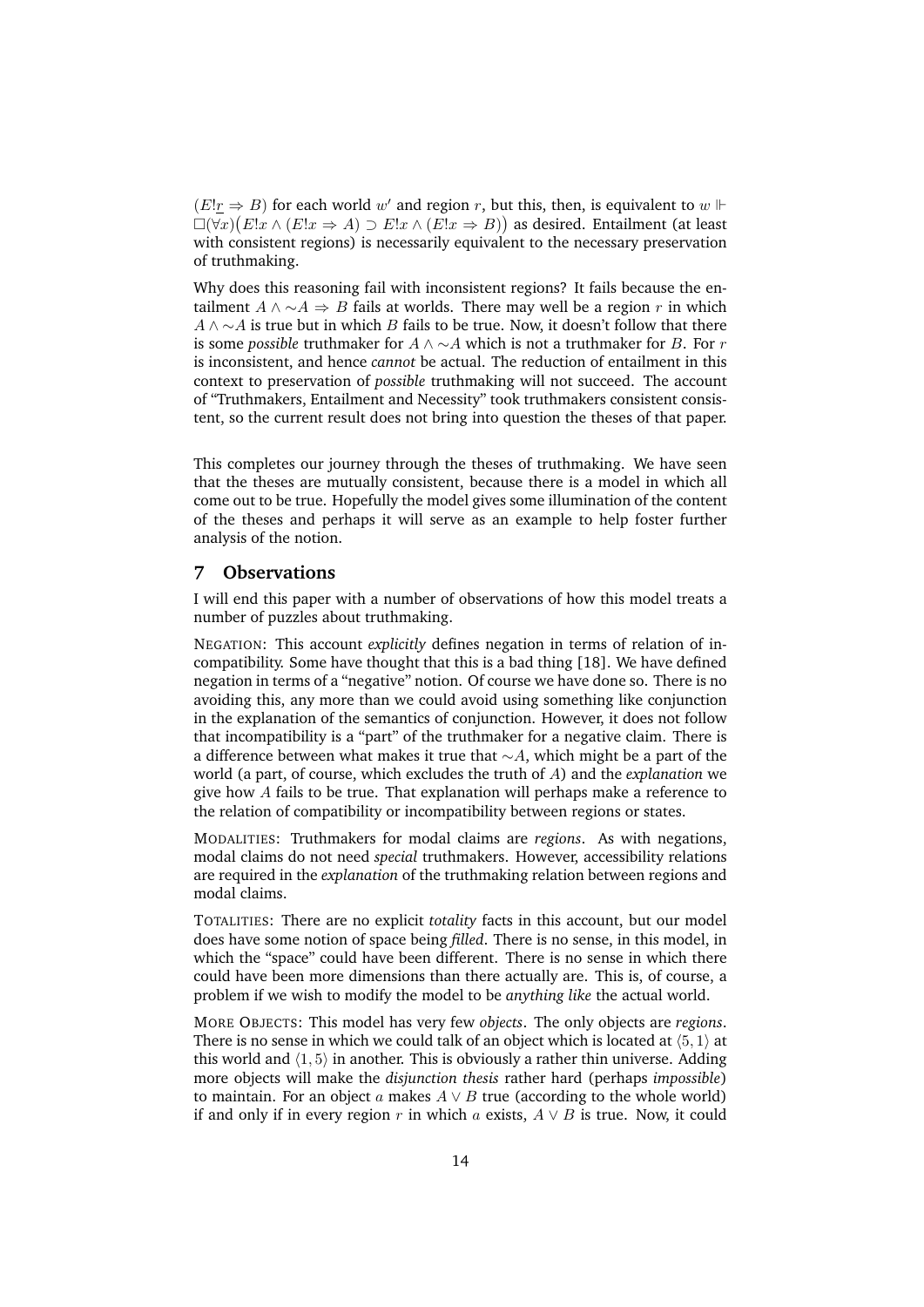$(E!\underline{r} \Rightarrow B)$ for each world $w'$ and region $r$, but this, then, is equivalent to $w \Vdash \Box(\forall x)\big(E!x \wedge (E!x \Rightarrow A) \supset E!x \wedge (E!x \Rightarrow B)\big)$ as desired. Entailment (at least with consistent regions) is necessarily equivalent to the necessary preservation of truthmaking.

Why does this reasoning fail with inconsistent regions? It fails because the entailment $A \wedge {\sim}A \Rightarrow B$ fails at worlds. There may well be a region $r$ in which $A \wedge {\sim}A$ is true but in which $B$ fails to be true. Now, it doesn't follow that there is some *possible* truthmaker for $A \wedge {\sim}A$ which is not a truthmaker for $B$. For $r$ is inconsistent, and hence *cannot* be actual. The reduction of entailment in this context to preservation of *possible* truthmaking will not succeed. The account of "Truthmakers, Entailment and Necessity" took truthmakers consistent consistent, so the current result does not bring into question the theses of that paper.

This completes our journey through the theses of truthmaking. We have seen that the theses are mutually consistent, because there is a model in which all come out to be true. Hopefully the model gives some illumination of the content of the theses and perhaps it will serve as an example to help foster further analysis of the notion.

## 7 Observations

I will end this paper with a number of observations of how this model treats a number of puzzles about truthmaking.

NEGATION: This account *explicitly* defines negation in terms of relation of incompatibility. Some have thought that this is a bad thing [18]. We have defined negation in terms of a "negative" notion. Of course we have done so. There is no avoiding this, any more than we could avoid using something like conjunction in the explanation of the semantics of conjunction. However, it does not follow that incompatibility is a "part" of the truthmaker for a negative claim. There is a difference between what makes it true that ${\sim}A$, which might be a part of the world (a part, of course, which excludes the truth of $A$) and the *explanation* we give how $A$ fails to be true. That explanation will perhaps make a reference to the relation of compatibility or incompatibility between regions or states.

MODALITIES: Truthmakers for modal claims are *regions*. As with negations, modal claims do not need *special* truthmakers. However, accessibility relations are required in the *explanation* of the truthmaking relation between regions and modal claims.

TOTALITIES: There are no explicit *totality* facts in this account, but our model does have some notion of space being *filled*. There is no sense, in this model, in which the "space" could have been different. There is no sense in which there could have been more dimensions than there actually are. This is, of course, a problem if we wish to modify the model to be *anything like* the actual world.

MORE OBJECTS: This model has very few *objects*. The only objects are *regions*. There is no sense in which we could talk of an object which is located at $\langle 5, 1\rangle$ at this world and $\langle 1, 5\rangle$ in another. This is obviously a rather thin universe. Adding more objects will make the *disjunction thesis* rather hard (perhaps *impossible*) to maintain. For an object $a$ makes $A \vee B$ true (according to the whole world) if and only if in every region $r$ in which $a$ exists, $A \vee B$ is true. Now, it could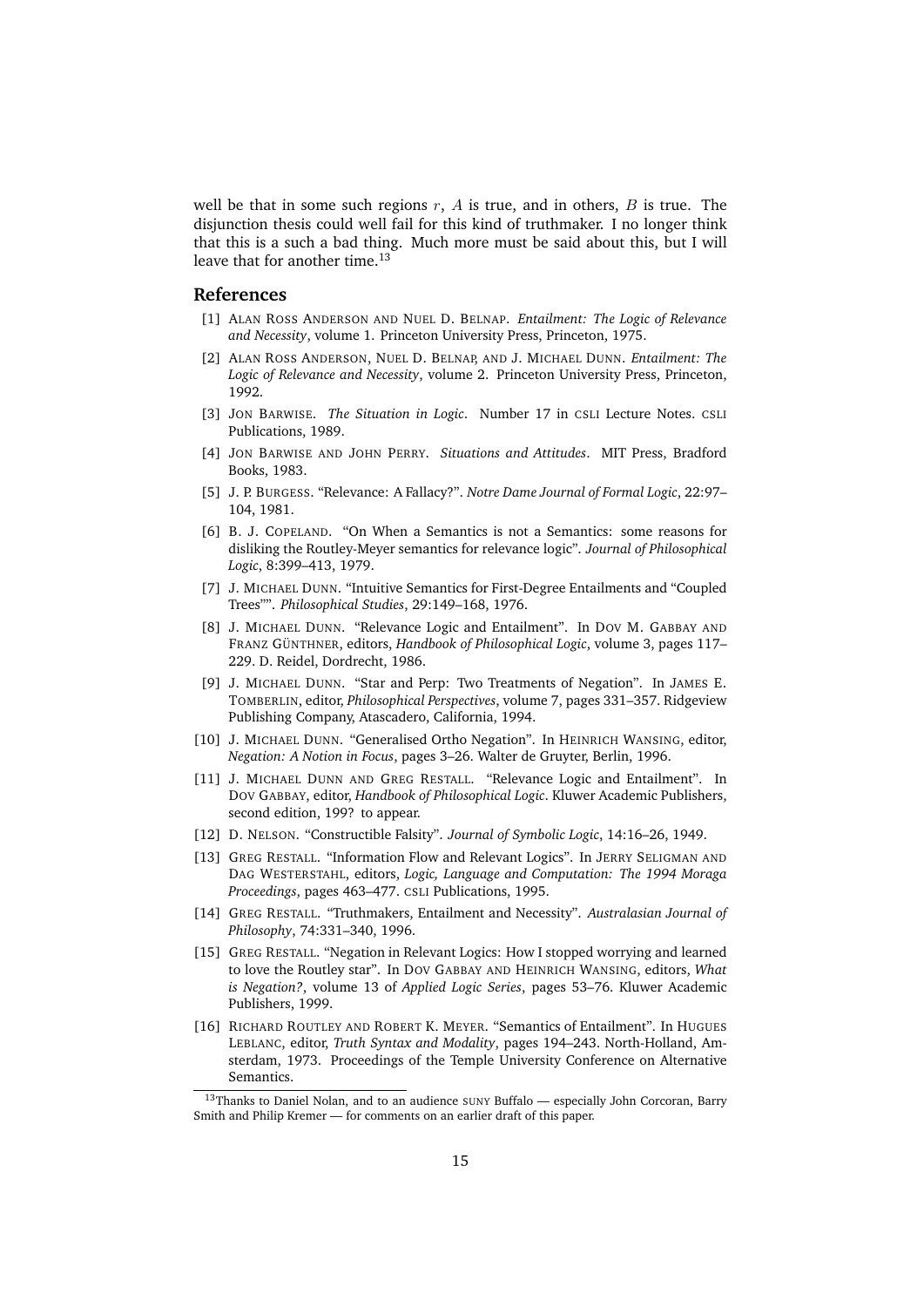well be that in some such regions $r$, $A$ is true, and in others, $B$ is true. The disjunction thesis could well fail for this kind of truthmaker. I no longer think that this is a such a bad thing. Much more must be said about this, but I will leave that for another time.[13]

## References

[1] ALAN ROSS ANDERSON AND NUEL D. BELNAP. *Entailment: The Logic of Relevance and Necessity*, volume 1. Princeton University Press, Princeton, 1975.

[2] ALAN ROSS ANDERSON, NUEL D. BELNAP, AND J. MICHAEL DUNN. *Entailment: The Logic of Relevance and Necessity*, volume 2. Princeton University Press, Princeton, 1992.

[3] JON BARWISE. *The Situation in Logic*. Number 17 in CSLI Lecture Notes. CSLI Publications, 1989.

[4] JON BARWISE AND JOHN PERRY. *Situations and Attitudes*. MIT Press, Bradford Books, 1983.

[5] J. P. BURGESS. "Relevance: A Fallacy?". *Notre Dame Journal of Formal Logic*, 22:97–104, 1981.

[6] B. J. COPELAND. "On When a Semantics is not a Semantics: some reasons for disliking the Routley-Meyer semantics for relevance logic". *Journal of Philosophical Logic*, 8:399–413, 1979.

[7] J. MICHAEL DUNN. "Intuitive Semantics for First-Degree Entailments and "Coupled Trees"". *Philosophical Studies*, 29:149–168, 1976.

[8] J. MICHAEL DUNN. "Relevance Logic and Entailment". In DOV M. GABBAY AND FRANZ GÜNTHNER, editors, *Handbook of Philosophical Logic*, volume 3, pages 117–229. D. Reidel, Dordrecht, 1986.

[9] J. MICHAEL DUNN. "Star and Perp: Two Treatments of Negation". In JAMES E. TOMBERLIN, editor, *Philosophical Perspectives*, volume 7, pages 331–357. Ridgeview Publishing Company, Atascadero, California, 1994.

[10] J. MICHAEL DUNN. "Generalised Ortho Negation". In HEINRICH WANSING, editor, *Negation: A Notion in Focus*, pages 3–26. Walter de Gruyter, Berlin, 1996.

[11] J. MICHAEL DUNN AND GREG RESTALL. "Relevance Logic and Entailment". In DOV GABBAY, editor, *Handbook of Philosophical Logic*. Kluwer Academic Publishers, second edition, 199? to appear.

[12] D. NELSON. "Constructible Falsity". *Journal of Symbolic Logic*, 14:16–26, 1949.

[13] GREG RESTALL. "Information Flow and Relevant Logics". In JERRY SELIGMAN AND DAG WESTERSTAHL, editors, *Logic, Language and Computation: The 1994 Moraga Proceedings*, pages 463–477. CSLI Publications, 1995.

[14] GREG RESTALL. "Truthmakers, Entailment and Necessity". *Australasian Journal of Philosophy*, 74:331–340, 1996.

[15] GREG RESTALL. "Negation in Relevant Logics: How I stopped worrying and learned to love the Routley star". In DOV GABBAY AND HEINRICH WANSING, editors, *What is Negation?*, volume 13 of *Applied Logic Series*, pages 53–76. Kluwer Academic Publishers, 1999.

[16] RICHARD ROUTLEY AND ROBERT K. MEYER. "Semantics of Entailment". In HUGUES LEBLANC, editor, *Truth Syntax and Modality*, pages 194–243. North-Holland, Amsterdam, 1973. Proceedings of the Temple University Conference on Alternative Semantics.

[13] Thanks to Daniel Nolan, and to an audience SUNY Buffalo — especially John Corcoran, Barry Smith and Philip Kremer — for comments on an earlier draft of this paper.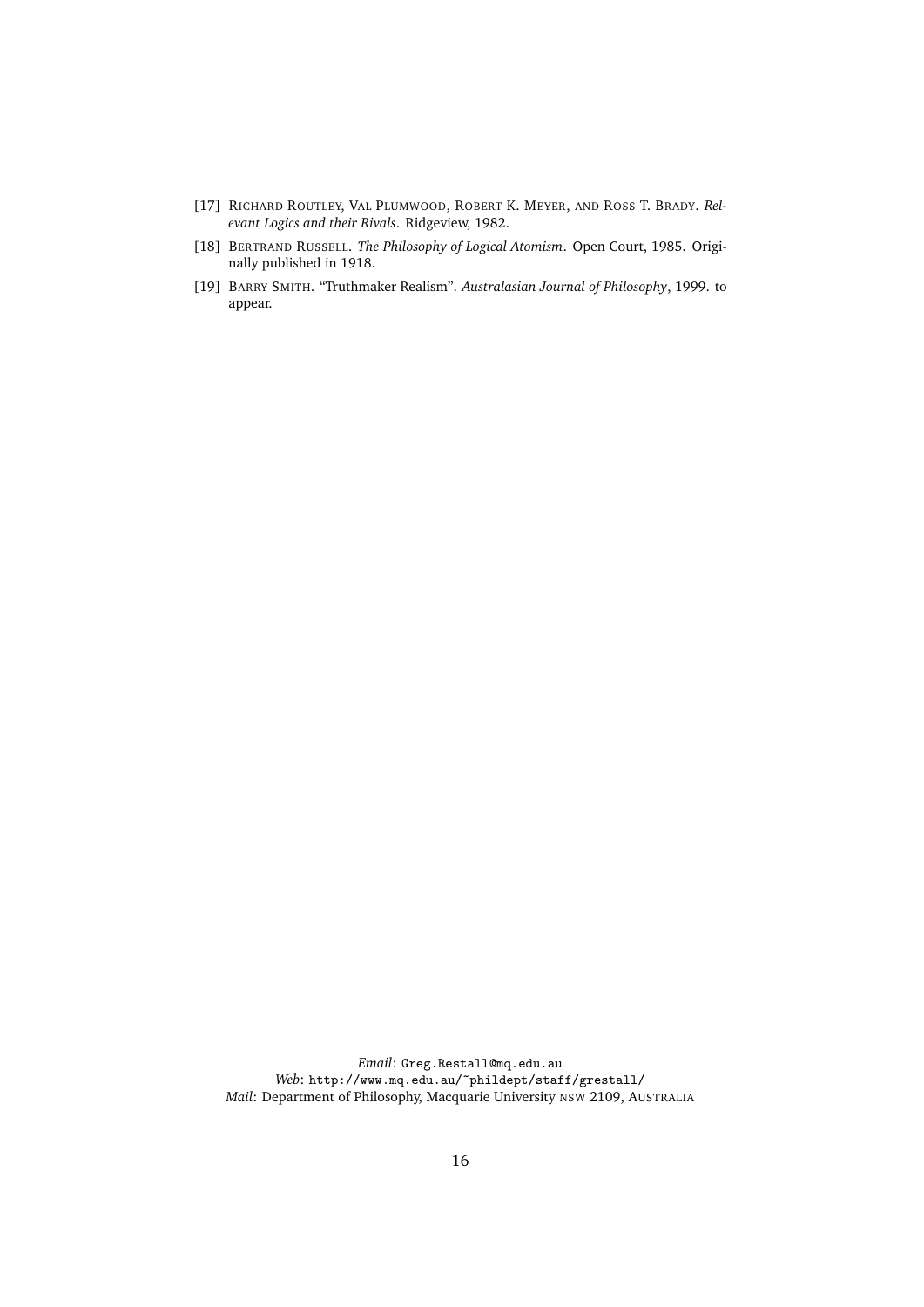[17] RICHARD ROUTLEY, VAL PLUMWOOD, ROBERT K. MEYER, AND ROSS T. BRADY. *Relevant Logics and their Rivals*. Ridgeview, 1982.

[18] BERTRAND RUSSELL. *The Philosophy of Logical Atomism*. Open Court, 1985. Originally published in 1918.

[19] BARRY SMITH. "Truthmaker Realism". *Australasian Journal of Philosophy*, 1999. to appear.

*Email*: `Greg.Restall@mq.edu.au`
*Web*: `http://www.mq.edu.au/~phildept/staff/grestall/`
*Mail*: Department of Philosophy, Macquarie University NSW 2109, AUSTRALIA